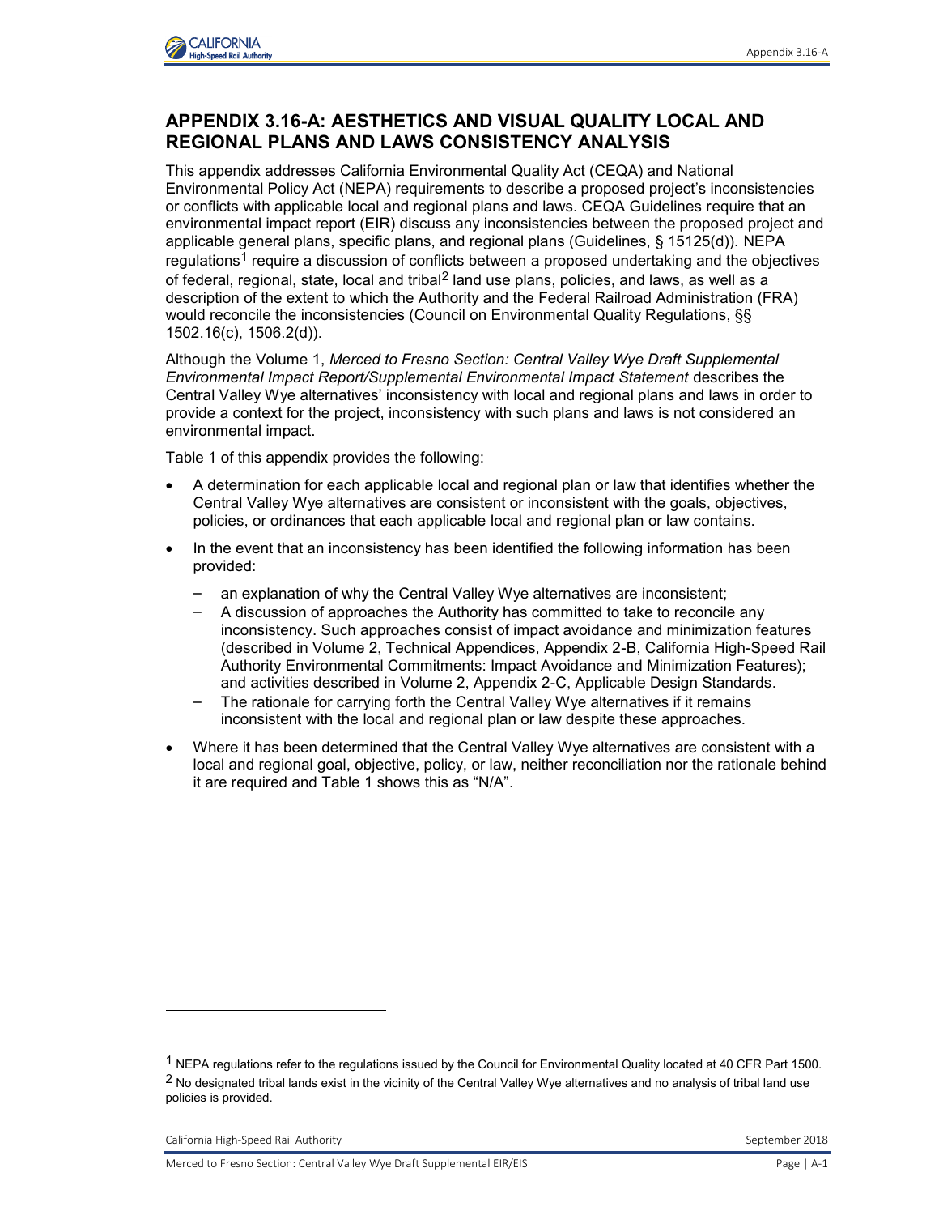# APPENDIX 3.16-A: AESTHETICS AND VISUAL QUALITY LOCAL AND REGIONAL PLANS AND LAWS CONSISTENCY ANALYSIS

This appendix addresses California Environmental Quality Act (CEQA) and National Environmental Policy Act (NEPA) requirements to describe a proposed project's inconsistencies or conflicts with applicable local and regional plans and laws. CEQA Guidelines require that an environmental impact report (EIR) discuss any inconsistencies between the proposed project and applicable general plans, specific plans, and regional plans (Guidelines, § 15125(d)). NEPA regulations[1] require a discussion of conflicts between a proposed undertaking and the objectives of federal, regional, state, local and tribal[2] land use plans, policies, and laws, as well as a description of the extent to which the Authority and the Federal Railroad Administration (FRA) would reconcile the inconsistencies (Council on Environmental Quality Regulations, §§ 1502.16(c), 1506.2(d)).

Although the Volume 1, *Merced to Fresno Section: Central Valley Wye Draft Supplemental Environmental Impact Report/Supplemental Environmental Impact Statement* describes the Central Valley Wye alternatives' inconsistency with local and regional plans and laws in order to provide a context for the project, inconsistency with such plans and laws is not considered an environmental impact.

Table 1 of this appendix provides the following:

- A determination for each applicable local and regional plan or law that identifies whether the Central Valley Wye alternatives are consistent or inconsistent with the goals, objectives, policies, or ordinances that each applicable local and regional plan or law contains.
- In the event that an inconsistency has been identified the following information has been provided:
  - an explanation of why the Central Valley Wye alternatives are inconsistent;
  - A discussion of approaches the Authority has committed to take to reconcile any inconsistency. Such approaches consist of impact avoidance and minimization features (described in Volume 2, Technical Appendices, Appendix 2-B, California High-Speed Rail Authority Environmental Commitments: Impact Avoidance and Minimization Features); and activities described in Volume 2, Appendix 2-C, Applicable Design Standards.
  - The rationale for carrying forth the Central Valley Wye alternatives if it remains inconsistent with the local and regional plan or law despite these approaches.
- Where it has been determined that the Central Valley Wye alternatives are consistent with a local and regional goal, objective, policy, or law, neither reconciliation nor the rationale behind it are required and Table 1 shows this as "N/A".

---

[1] NEPA regulations refer to the regulations issued by the Council for Environmental Quality located at 40 CFR Part 1500.

[2] No designated tribal lands exist in the vicinity of the Central Valley Wye alternatives and no analysis of tribal land use policies is provided.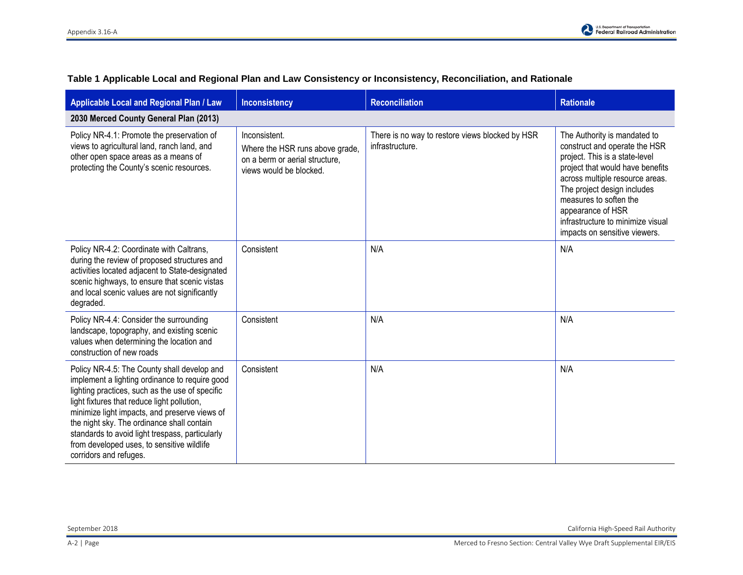**Table 1 Applicable Local and Regional Plan and Law Consistency or Inconsistency, Reconciliation, and Rationale**

| Applicable Local and Regional Plan / Law | Inconsistency | Reconciliation | Rationale |
|---|---|---|---|
| **2030 Merced County General Plan (2013)** | | | |
| Policy NR-4.1: Promote the preservation of views to agricultural land, ranch land, and other open space areas as a means of protecting the County's scenic resources. | Inconsistent. Where the HSR runs above grade, on a berm or aerial structure, views would be blocked. | There is no way to restore views blocked by HSR infrastructure. | The Authority is mandated to construct and operate the HSR project. This is a state-level project that would have benefits across multiple resource areas. The project design includes measures to soften the appearance of HSR infrastructure to minimize visual impacts on sensitive viewers. |
| Policy NR-4.2: Coordinate with Caltrans, during the review of proposed structures and activities located adjacent to State-designated scenic highways, to ensure that scenic vistas and local scenic values are not significantly degraded. | Consistent | N/A | N/A |
| Policy NR-4.4: Consider the surrounding landscape, topography, and existing scenic values when determining the location and construction of new roads | Consistent | N/A | N/A |
| Policy NR-4.5: The County shall develop and implement a lighting ordinance to require good lighting practices, such as the use of specific light fixtures that reduce light pollution, minimize light impacts, and preserve views of the night sky. The ordinance shall contain standards to avoid light trespass, particularly from developed uses, to sensitive wildlife corridors and refuges. | Consistent | N/A | N/A |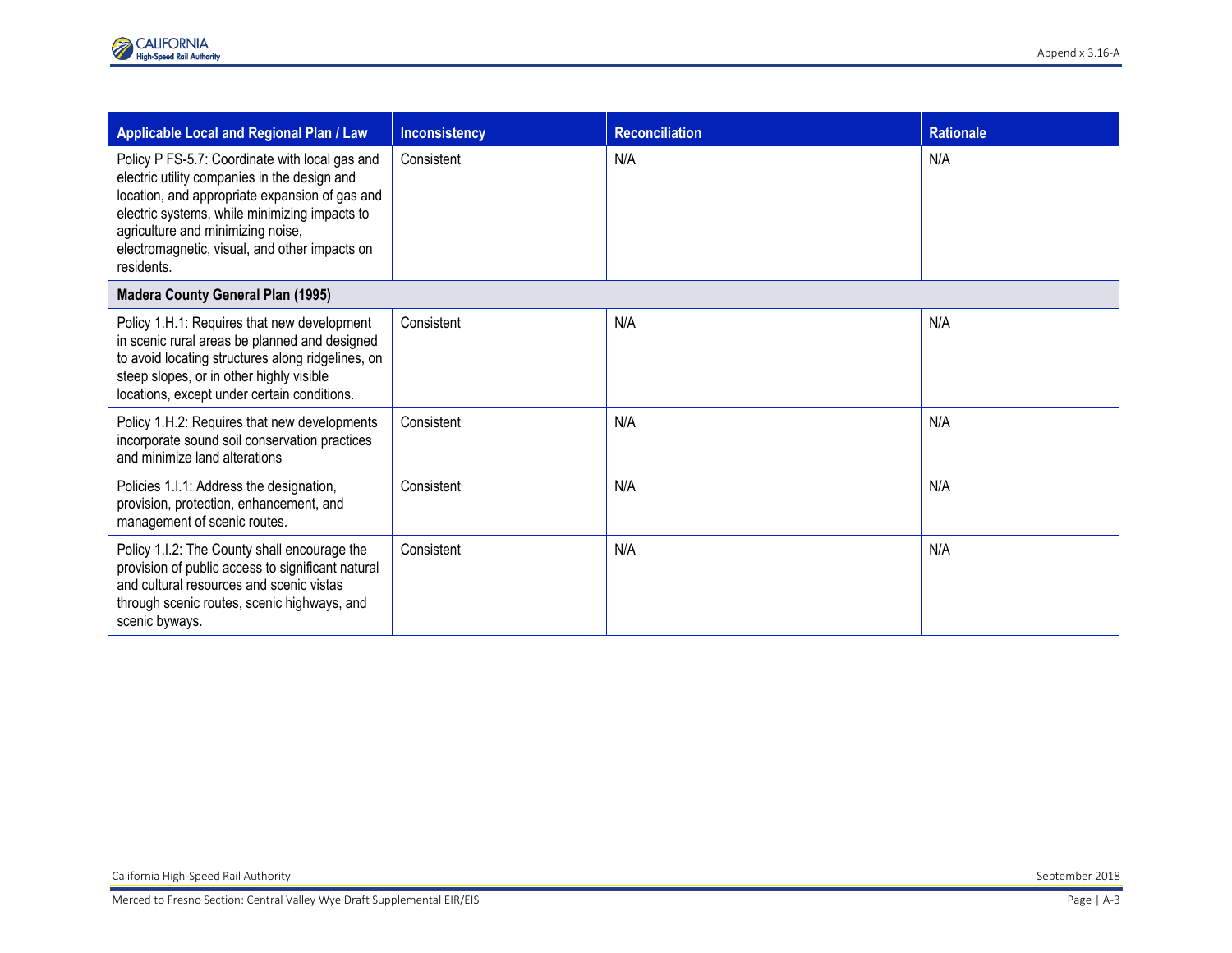| Applicable Local and Regional Plan / Law | Inconsistency | Reconciliation | Rationale |
|---|---|---|---|
| Policy P FS-5.7: Coordinate with local gas and electric utility companies in the design and location, and appropriate expansion of gas and electric systems, while minimizing impacts to agriculture and minimizing noise, electromagnetic, visual, and other impacts on residents. | Consistent | N/A | N/A |
| **Madera County General Plan (1995)** | | | |
| Policy 1.H.1: Requires that new development in scenic rural areas be planned and designed to avoid locating structures along ridgelines, on steep slopes, or in other highly visible locations, except under certain conditions. | Consistent | N/A | N/A |
| Policy 1.H.2: Requires that new developments incorporate sound soil conservation practices and minimize land alterations | Consistent | N/A | N/A |
| Policies 1.I.1: Address the designation, provision, protection, enhancement, and management of scenic routes. | Consistent | N/A | N/A |
| Policy 1.I.2: The County shall encourage the provision of public access to significant natural and cultural resources and scenic vistas through scenic routes, scenic highways, and scenic byways. | Consistent | N/A | N/A |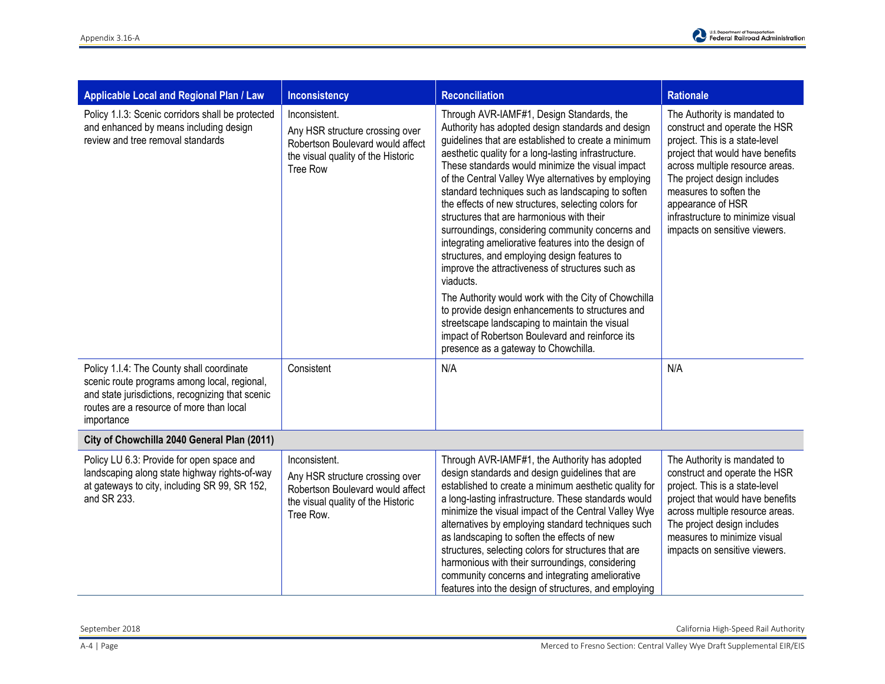| Applicable Local and Regional Plan / Law | Inconsistency | Reconciliation | Rationale |
|---|---|---|---|
| Policy 1.I.3: Scenic corridors shall be protected and enhanced by means including design review and tree removal standards | Inconsistent.<br>Any HSR structure crossing over Robertson Boulevard would affect the visual quality of the Historic Tree Row | Through AVR-IAMF#1, Design Standards, the Authority has adopted design standards and design guidelines that are established to create a minimum aesthetic quality for a long-lasting infrastructure. These standards would minimize the visual impact of the Central Valley Wye alternatives by employing standard techniques such as landscaping to soften the effects of new structures, selecting colors for structures that are harmonious with their surroundings, considering community concerns and integrating ameliorative features into the design of structures, and employing design features to improve the attractiveness of structures such as viaducts.<br>The Authority would work with the City of Chowchilla to provide design enhancements to structures and streetscape landscaping to maintain the visual impact of Robertson Boulevard and reinforce its presence as a gateway to Chowchilla. | The Authority is mandated to construct and operate the HSR project. This is a state-level project that would have benefits across multiple resource areas. The project design includes measures to soften the appearance of HSR infrastructure to minimize visual impacts on sensitive viewers. |
| Policy 1.I.4: The County shall coordinate scenic route programs among local, regional, and state jurisdictions, recognizing that scenic routes are a resource of more than local importance | Consistent | N/A | N/A |
| **City of Chowchilla 2040 General Plan (2011)** | | | |
| Policy LU 6.3: Provide for open space and landscaping along state highway rights-of-way at gateways to city, including SR 99, SR 152, and SR 233. | Inconsistent.<br>Any HSR structure crossing over Robertson Boulevard would affect the visual quality of the Historic Tree Row. | Through AVR-IAMF#1, the Authority has adopted design standards and design guidelines that are established to create a minimum aesthetic quality for a long-lasting infrastructure. These standards would minimize the visual impact of the Central Valley Wye alternatives by employing standard techniques such as landscaping to soften the effects of new structures, selecting colors for structures that are harmonious with their surroundings, considering community concerns and integrating ameliorative features into the design of structures, and employing | The Authority is mandated to construct and operate the HSR project. This is a state-level project that would have benefits across multiple resource areas. The project design includes measures to minimize visual impacts on sensitive viewers. |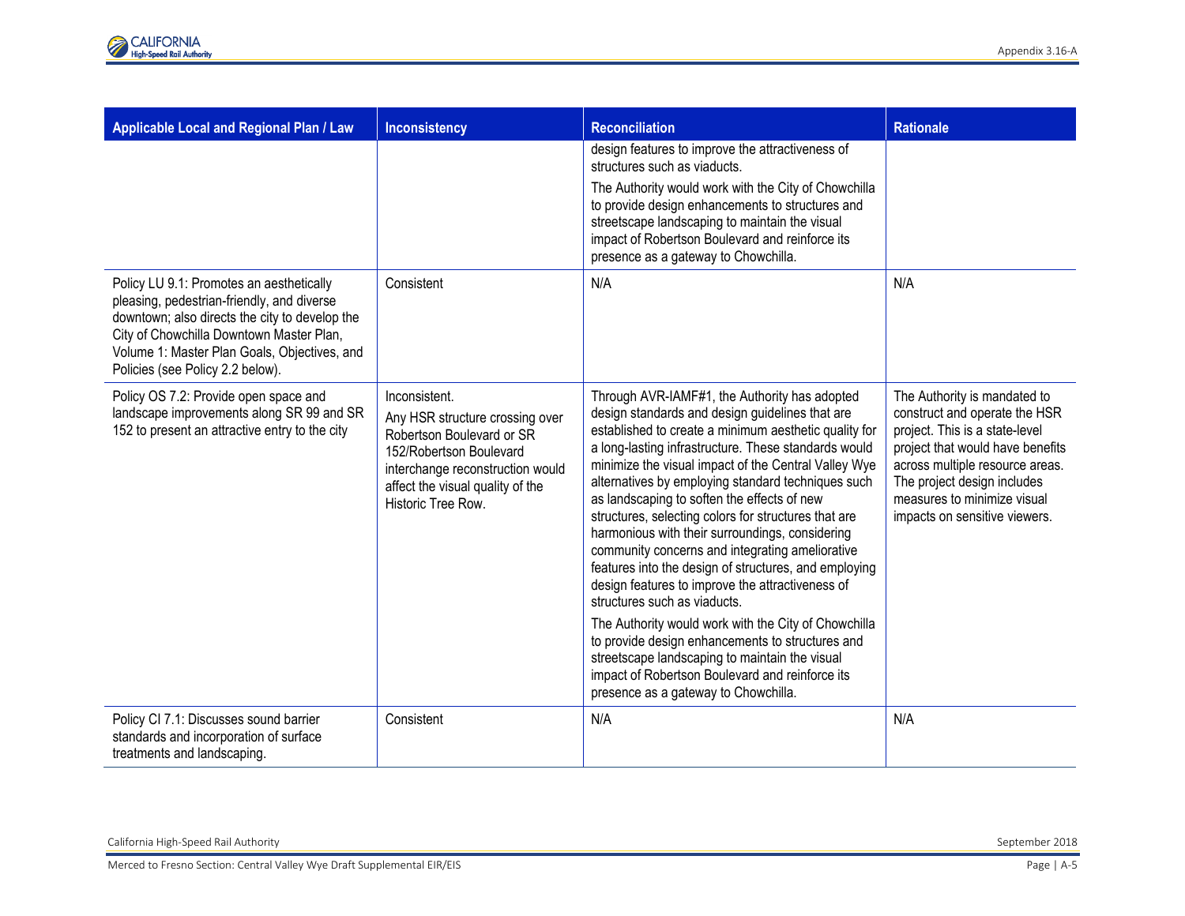| Applicable Local and Regional Plan / Law | Inconsistency | Reconciliation | Rationale |
|---|---|---|---|
| | | design features to improve the attractiveness of structures such as viaducts.<br>The Authority would work with the City of Chowchilla to provide design enhancements to structures and streetscape landscaping to maintain the visual impact of Robertson Boulevard and reinforce its presence as a gateway to Chowchilla. | |
| Policy LU 9.1: Promotes an aesthetically pleasing, pedestrian-friendly, and diverse downtown; also directs the city to develop the City of Chowchilla Downtown Master Plan, Volume 1: Master Plan Goals, Objectives, and Policies (see Policy 2.2 below). | Consistent | N/A | N/A |
| Policy OS 7.2: Provide open space and landscape improvements along SR 99 and SR 152 to present an attractive entry to the city | Inconsistent.<br>Any HSR structure crossing over Robertson Boulevard or SR 152/Robertson Boulevard interchange reconstruction would affect the visual quality of the Historic Tree Row. | Through AVR-IAMF#1, the Authority has adopted design standards and design guidelines that are established to create a minimum aesthetic quality for a long-lasting infrastructure. These standards would minimize the visual impact of the Central Valley Wye alternatives by employing standard techniques such as landscaping to soften the effects of new structures, selecting colors for structures that are harmonious with their surroundings, considering community concerns and integrating ameliorative features into the design of structures, and employing design features to improve the attractiveness of structures such as viaducts.<br>The Authority would work with the City of Chowchilla to provide design enhancements to structures and streetscape landscaping to maintain the visual impact of Robertson Boulevard and reinforce its presence as a gateway to Chowchilla. | The Authority is mandated to construct and operate the HSR project. This is a state-level project that would have benefits across multiple resource areas. The project design includes measures to minimize visual impacts on sensitive viewers. |
| Policy CI 7.1: Discusses sound barrier standards and incorporation of surface treatments and landscaping. | Consistent | N/A | N/A |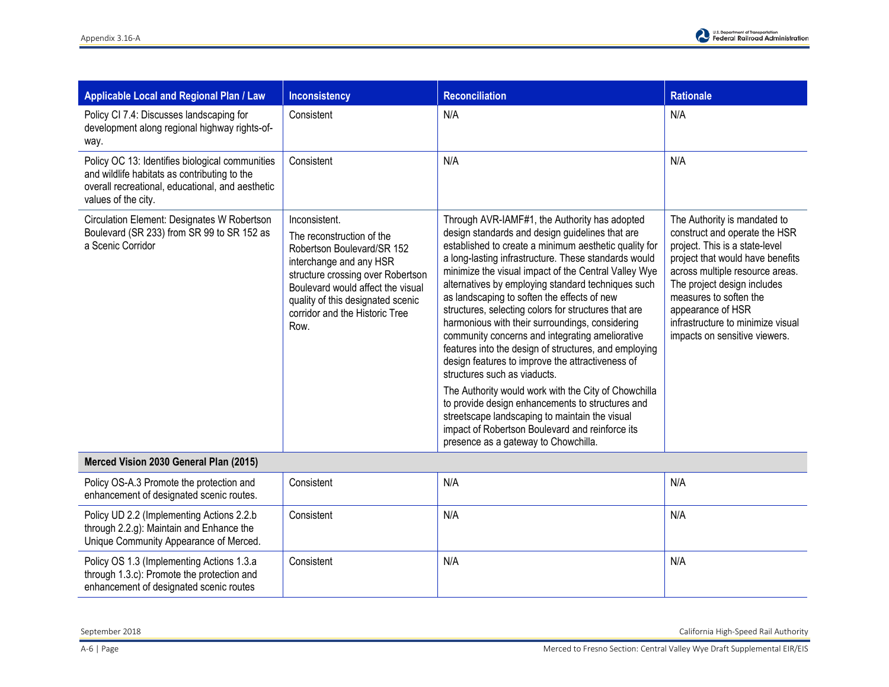| Applicable Local and Regional Plan / Law | Inconsistency | Reconciliation | Rationale |
|---|---|---|---|
| Policy CI 7.4: Discusses landscaping for development along regional highway rights-of-way. | Consistent | N/A | N/A |
| Policy OC 13: Identifies biological communities and wildlife habitats as contributing to the overall recreational, educational, and aesthetic values of the city. | Consistent | N/A | N/A |
| Circulation Element: Designates W Robertson Boulevard (SR 233) from SR 99 to SR 152 as a Scenic Corridor | Inconsistent.<br>The reconstruction of the Robertson Boulevard/SR 152 interchange and any HSR structure crossing over Robertson Boulevard would affect the visual quality of this designated scenic corridor and the Historic Tree Row. | Through AVR-IAMF#1, the Authority has adopted design standards and design guidelines that are established to create a minimum aesthetic quality for a long-lasting infrastructure. These standards would minimize the visual impact of the Central Valley Wye alternatives by employing standard techniques such as landscaping to soften the effects of new structures, selecting colors for structures that are harmonious with their surroundings, considering community concerns and integrating ameliorative features into the design of structures, and employing design features to improve the attractiveness of structures such as viaducts.<br>The Authority would work with the City of Chowchilla to provide design enhancements to structures and streetscape landscaping to maintain the visual impact of Robertson Boulevard and reinforce its presence as a gateway to Chowchilla. | The Authority is mandated to construct and operate the HSR project. This is a state-level project that would have benefits across multiple resource areas. The project design includes measures to soften the appearance of HSR infrastructure to minimize visual impacts on sensitive viewers. |
| **Merced Vision 2030 General Plan (2015)** | | | |
| Policy OS-A.3 Promote the protection and enhancement of designated scenic routes. | Consistent | N/A | N/A |
| Policy UD 2.2 (Implementing Actions 2.2.b through 2.2.g): Maintain and Enhance the Unique Community Appearance of Merced. | Consistent | N/A | N/A |
| Policy OS 1.3 (Implementing Actions 1.3.a through 1.3.c): Promote the protection and enhancement of designated scenic routes | Consistent | N/A | N/A |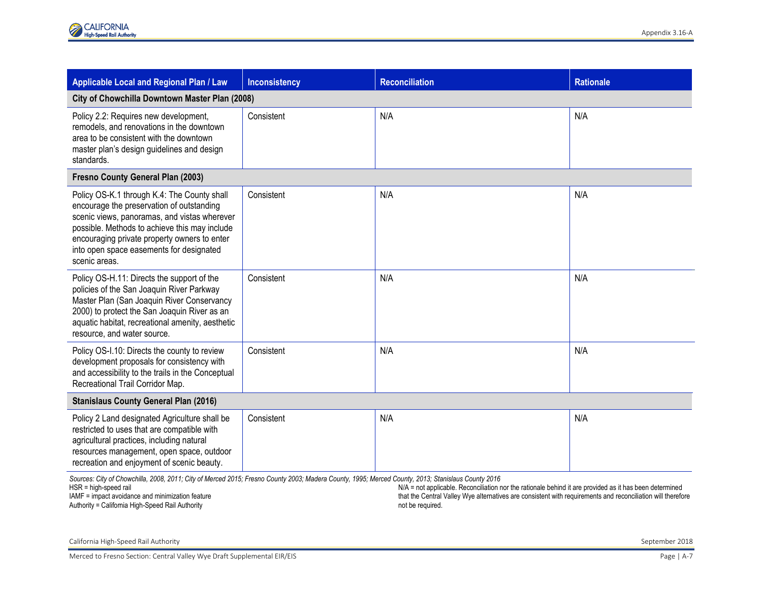| Applicable Local and Regional Plan / Law | Inconsistency | Reconciliation | Rationale |
|---|---|---|---|
| **City of Chowchilla Downtown Master Plan (2008)** | | | |
| Policy 2.2: Requires new development, remodels, and renovations in the downtown area to be consistent with the downtown master plan's design guidelines and design standards. | Consistent | N/A | N/A |
| **Fresno County General Plan (2003)** | | | |
| Policy OS-K.1 through K.4: The County shall encourage the preservation of outstanding scenic views, panoramas, and vistas wherever possible. Methods to achieve this may include encouraging private property owners to enter into open space easements for designated scenic areas. | Consistent | N/A | N/A |
| Policy OS-H.11: Directs the support of the policies of the San Joaquin River Parkway Master Plan (San Joaquin River Conservancy 2000) to protect the San Joaquin River as an aquatic habitat, recreational amenity, aesthetic resource, and water source. | Consistent | N/A | N/A |
| Policy OS-I.10: Directs the county to review development proposals for consistency with and accessibility to the trails in the Conceptual Recreational Trail Corridor Map. | Consistent | N/A | N/A |
| **Stanislaus County General Plan (2016)** | | | |
| Policy 2 Land designated Agriculture shall be restricted to uses that are compatible with agricultural practices, including natural resources management, open space, outdoor recreation and enjoyment of scenic beauty. | Consistent | N/A | N/A |

*Sources: City of Chowchilla, 2008, 2011; City of Merced 2015; Fresno County 2003; Madera County, 1995; Merced County, 2013; Stanislaus County 2016*

HSR = high-speed rail

IAMF = impact avoidance and minimization feature

Authority = California High-Speed Rail Authority

N/A = not applicable. Reconciliation nor the rationale behind it are provided as it has been determined that the Central Valley Wye alternatives are consistent with requirements and reconciliation will therefore not be required.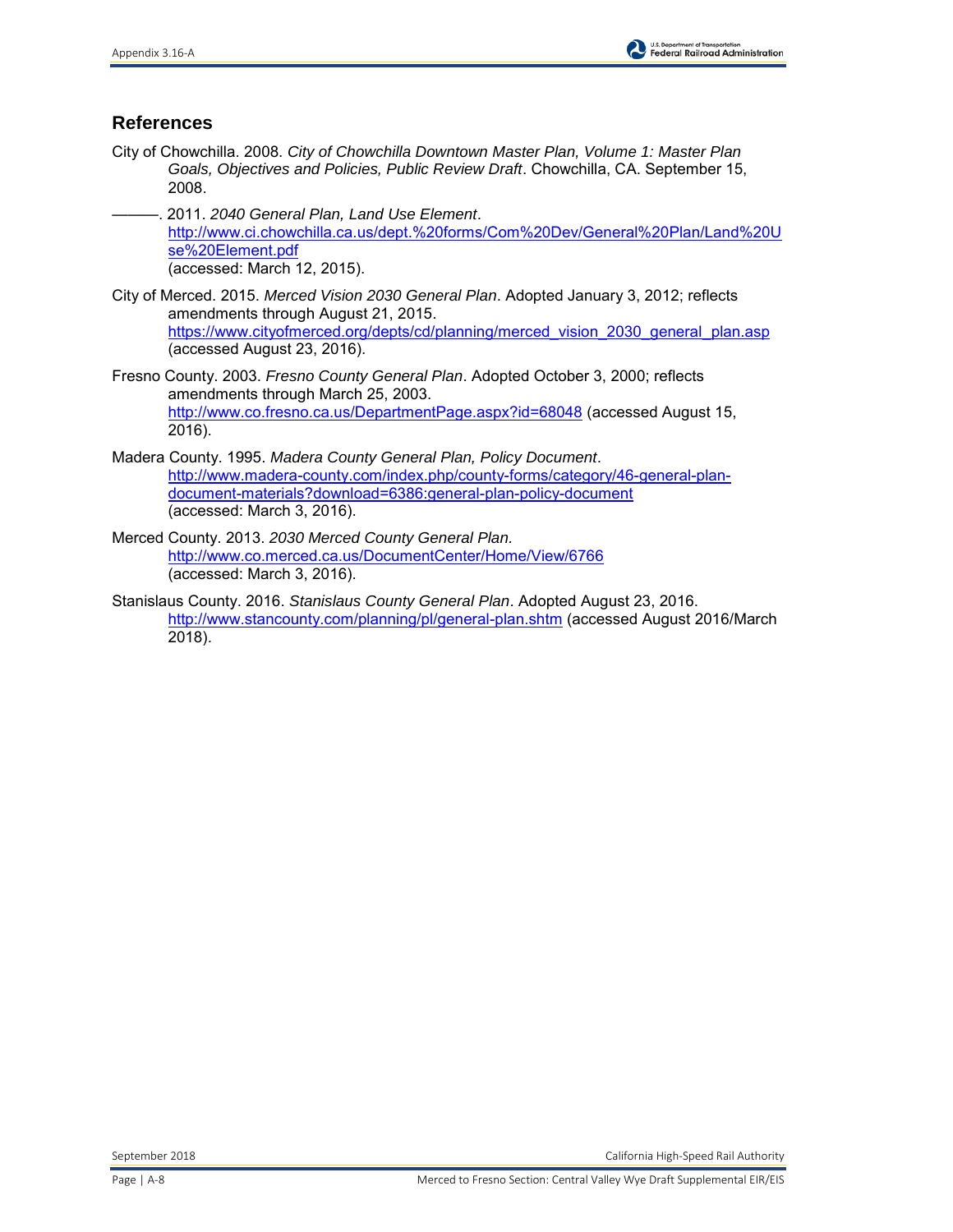## References

City of Chowchilla. 2008. *City of Chowchilla Downtown Master Plan, Volume 1: Master Plan Goals, Objectives and Policies, Public Review Draft*. Chowchilla, CA. September 15, 2008.

———. 2011. *2040 General Plan, Land Use Element*. http://www.ci.chowchilla.ca.us/dept.%20forms/Com%20Dev/General%20Plan/Land%20Use%20Element.pdf (accessed: March 12, 2015).

City of Merced. 2015. *Merced Vision 2030 General Plan*. Adopted January 3, 2012; reflects amendments through August 21, 2015. https://www.cityofmerced.org/depts/cd/planning/merced_vision_2030_general_plan.asp (accessed August 23, 2016).

Fresno County. 2003. *Fresno County General Plan*. Adopted October 3, 2000; reflects amendments through March 25, 2003. http://www.co.fresno.ca.us/DepartmentPage.aspx?id=68048 (accessed August 15, 2016).

Madera County. 1995. *Madera County General Plan, Policy Document*. http://www.madera-county.com/index.php/county-forms/category/46-general-plan-document-materials?download=6386:general-plan-policy-document (accessed: March 3, 2016).

Merced County. 2013. *2030 Merced County General Plan.* http://www.co.merced.ca.us/DocumentCenter/Home/View/6766 (accessed: March 3, 2016).

Stanislaus County. 2016. *Stanislaus County General Plan*. Adopted August 23, 2016. http://www.stancounty.com/planning/pl/general-plan.shtm (accessed August 2016/March 2018).